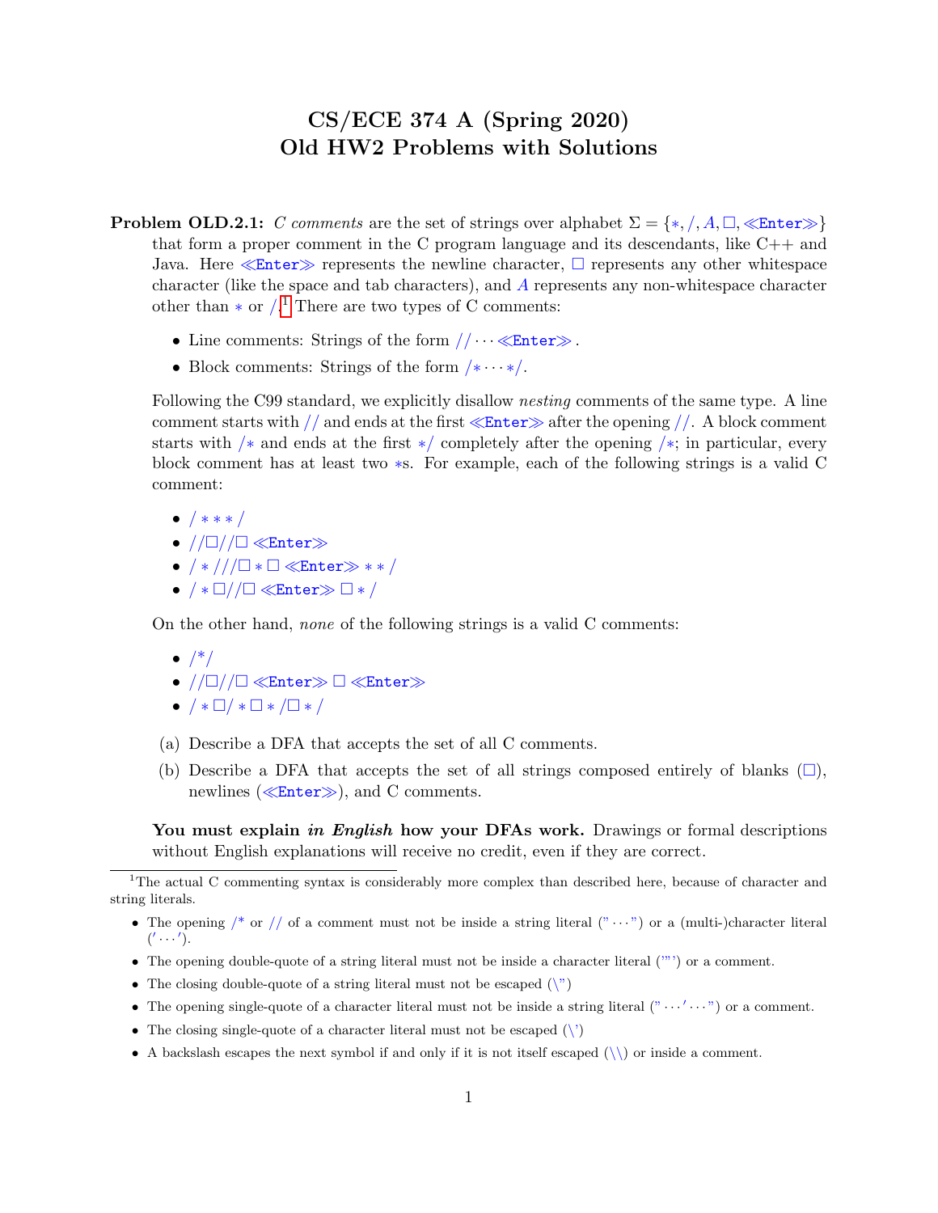# CS/ECE 374 A (Spring 2020)
## Old HW2 Problems with Solutions

**Problem OLD.2.1:** *C comments* are the set of strings over alphabet $\Sigma = \{*, /, A, \square, \ll\texttt{Enter}\gg\}$ that form a proper comment in the C program language and its descendants, like C++ and Java. Here $\ll\texttt{Enter}\gg$ represents the newline character, $\square$ represents any other whitespace character (like the space and tab characters), and $A$ represents any non-whitespace character other than $*$ or $/$.[1] There are two types of C comments:

- Line comments: Strings of the form $// \cdots \ll\texttt{Enter}\gg$.
- Block comments: Strings of the form $/* \cdots */$.

Following the C99 standard, we explicitly disallow *nesting* comments of the same type. A line comment starts with $//$ and ends at the first $\ll\texttt{Enter}\gg$ after the opening $//$. A block comment starts with $/*$ and ends at the first $*/$ completely after the opening $/*$; in particular, every block comment has at least two $*$s. For example, each of the following strings is a valid C comment:

- $/ * * * /$
- $// \square // \square \ll\texttt{Enter}\gg$
- $/ * /// \square * \square \ll\texttt{Enter}\gg * * /$
- $/ * \square // \square \ll\texttt{Enter}\gg \square * /$

On the other hand, *none* of the following strings is a valid C comments:

- $/*/$
- $// \square // \square \ll\texttt{Enter}\gg \square \ll\texttt{Enter}\gg$
- $/ * \square / * \square * / \square * /$

(a) Describe a DFA that accepts the set of all C comments.

(b) Describe a DFA that accepts the set of all strings composed entirely of blanks ($\square$), newlines ($\ll\texttt{Enter}\gg$), and C comments.

**You must explain *in English* how your DFAs work.** Drawings or formal descriptions without English explanations will receive no credit, even if they are correct.

---

[1] The actual C commenting syntax is considerably more complex than described here, because of character and string literals.

- The opening /* or // of a comment must not be inside a string literal ("⋯") or a (multi-)character literal ('⋯').
- The opening double-quote of a string literal must not be inside a character literal ('"') or a comment.
- The closing double-quote of a string literal must not be escaped (\")
- The opening single-quote of a character literal must not be inside a string literal ("⋯'⋯") or a comment.
- The closing single-quote of a character literal must not be escaped (\')
- A backslash escapes the next symbol if and only if it is not itself escaped (\\) or inside a comment.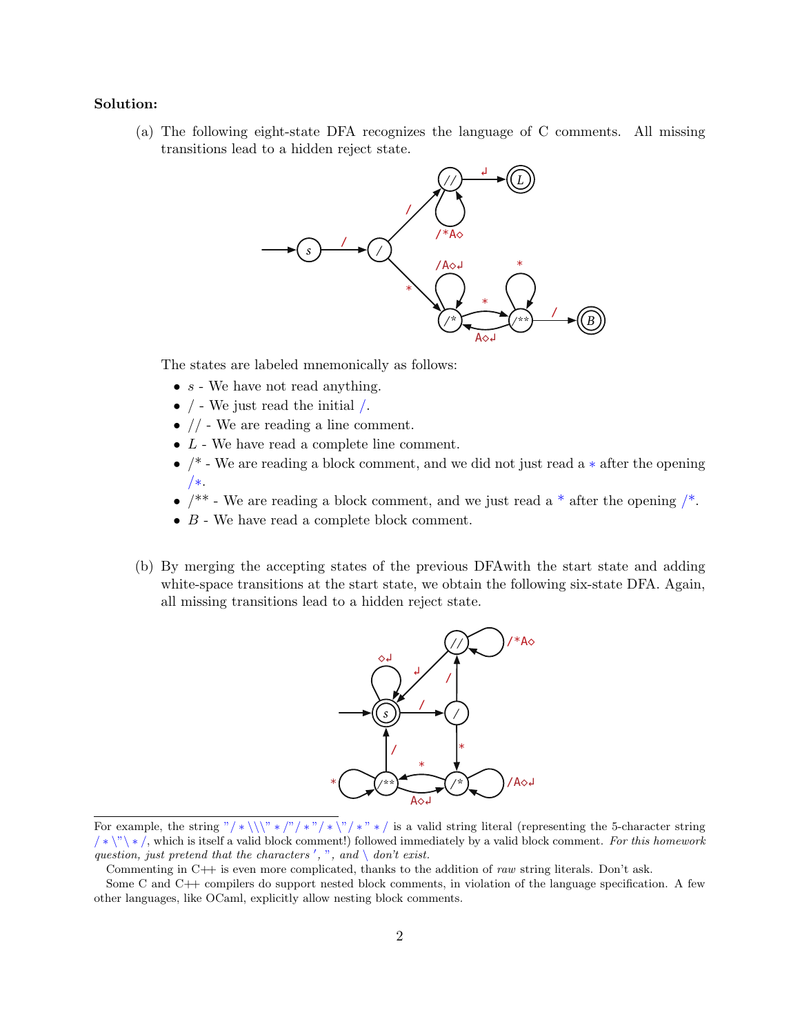**Solution:**

(a) The following eight-state DFA recognizes the language of C comments. All missing transitions lead to a hidden reject state.

The states are labeled mnemonically as follows:

- $s$ - We have not read anything.
- / - We just read the initial /.
- // - We are reading a line comment.
- $L$ - We have read a complete line comment.
- /* - We are reading a block comment, and we did not just read a * after the opening /*.
- /** - We are reading a block comment, and we just read a * after the opening /*.
- $B$ - We have read a complete block comment.

(b) By merging the accepting states of the previous DFAwith the start state and adding white-space transitions at the start state, we obtain the following six-state DFA. Again, all missing transitions lead to a hidden reject state.

---

For example, the string "/*\\\"*/"/*"/*\"/*"*/ is a valid string literal (representing the 5-character string /*\"\*/, which is itself a valid block comment!) followed immediately by a valid block comment. *For this homework question, just pretend that the characters ', ", and \ don't exist.*

Commenting in C++ is even more complicated, thanks to the addition of *raw* string literals. Don't ask.

Some C and C++ compilers do support nested block comments, in violation of the language specification. A few other languages, like OCaml, explicitly allow nesting block comments.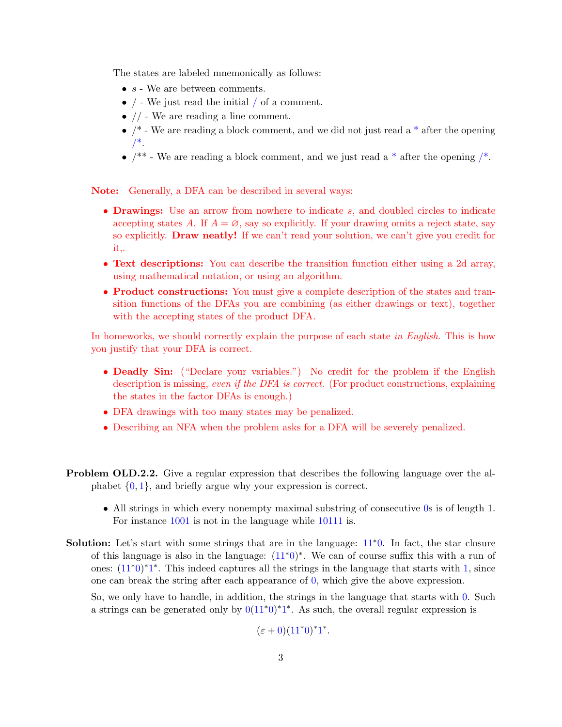The states are labeled mnemonically as follows:

- $s$ - We are between comments.
- / - We just read the initial / of a comment.
- // - We are reading a line comment.
- /* - We are reading a block comment, and we did not just read a * after the opening /*.
- /** - We are reading a block comment, and we just read a * after the opening /*.

**Note:** Generally, a DFA can be described in several ways:

- **Drawings:** Use an arrow from nowhere to indicate $s$, and doubled circles to indicate accepting states $A$. If $A = \varnothing$, say so explicitly. If your drawing omits a reject state, say so explicitly. **Draw neatly!** If we can't read your solution, we can't give you credit for it,.
- **Text descriptions:** You can describe the transition function either using a 2d array, using mathematical notation, or using an algorithm.
- **Product constructions:** You must give a complete description of the states and transition functions of the DFAs you are combining (as either drawings or text), together with the accepting states of the product DFA.

In homeworks, we should correctly explain the purpose of each state *in English*. This is how you justify that your DFA is correct.

- **Deadly Sin:** ("Declare your variables.") No credit for the problem if the English description is missing, *even if the DFA is correct*. (For product constructions, explaining the states in the factor DFAs is enough.)
- DFA drawings with too many states may be penalized.
- Describing an NFA when the problem asks for a DFA will be severely penalized.

**Problem OLD.2.2.** Give a regular expression that describes the following language over the alphabet $\{0, 1\}$, and briefly argue why your expression is correct.

- All strings in which every nonempty maximal substring of consecutive 0s is of length 1. For instance 1001 is not in the language while 10111 is.

**Solution:** Let's start with some strings that are in the language: $11^*0$. In fact, the star closure of this language is also in the language: $(11^*0)^*$. We can of course suffix this with a run of ones: $(11^*0)^*1^*$. This indeed captures all the strings in the language that starts with 1, since one can break the string after each appearance of 0, which give the above expression.

So, we only have to handle, in addition, the strings in the language that starts with 0. Such a strings can be generated only by $0(11^*0)^*1^*$. As such, the overall regular expression is

$$(\varepsilon + 0)(11^*0)^*1^*.$$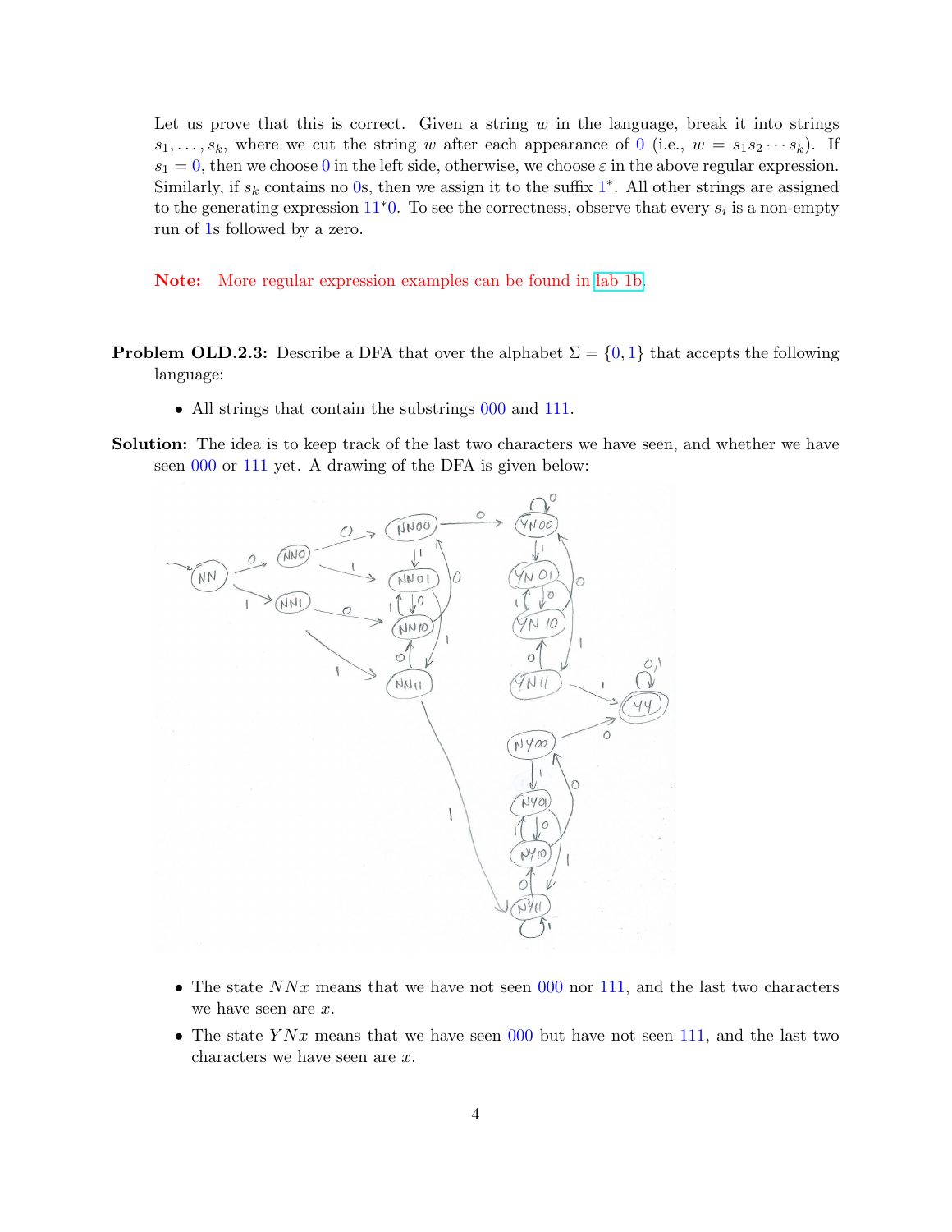Let us prove that this is correct. Given a string $w$ in the language, break it into strings $s_1, \ldots, s_k$, where we cut the string $w$ after each appearance of 0 (i.e., $w = s_1 s_2 \cdots s_k$). If $s_1 = 0$, then we choose 0 in the left side, otherwise, we choose $\varepsilon$ in the above regular expression. Similarly, if $s_k$ contains no 0s, then we assign it to the suffix $1^*$. All other strings are assigned to the generating expression $11^*0$. To see the correctness, observe that every $s_i$ is a non-empty run of 1s followed by a zero.

**Note:** More regular expression examples can be found in lab 1b.

**Problem OLD.2.3:** Describe a DFA that over the alphabet $\Sigma = \{0, 1\}$ that accepts the following language:

- All strings that contain the substrings 000 and 111.

**Solution:** The idea is to keep track of the last two characters we have seen, and whether we have seen 000 or 111 yet. A drawing of the DFA is given below:

- The state $NNx$ means that we have not seen 000 nor 111, and the last two characters we have seen are $x$.
- The state $YNx$ means that we have seen 000 but have not seen 111, and the last two characters we have seen are $x$.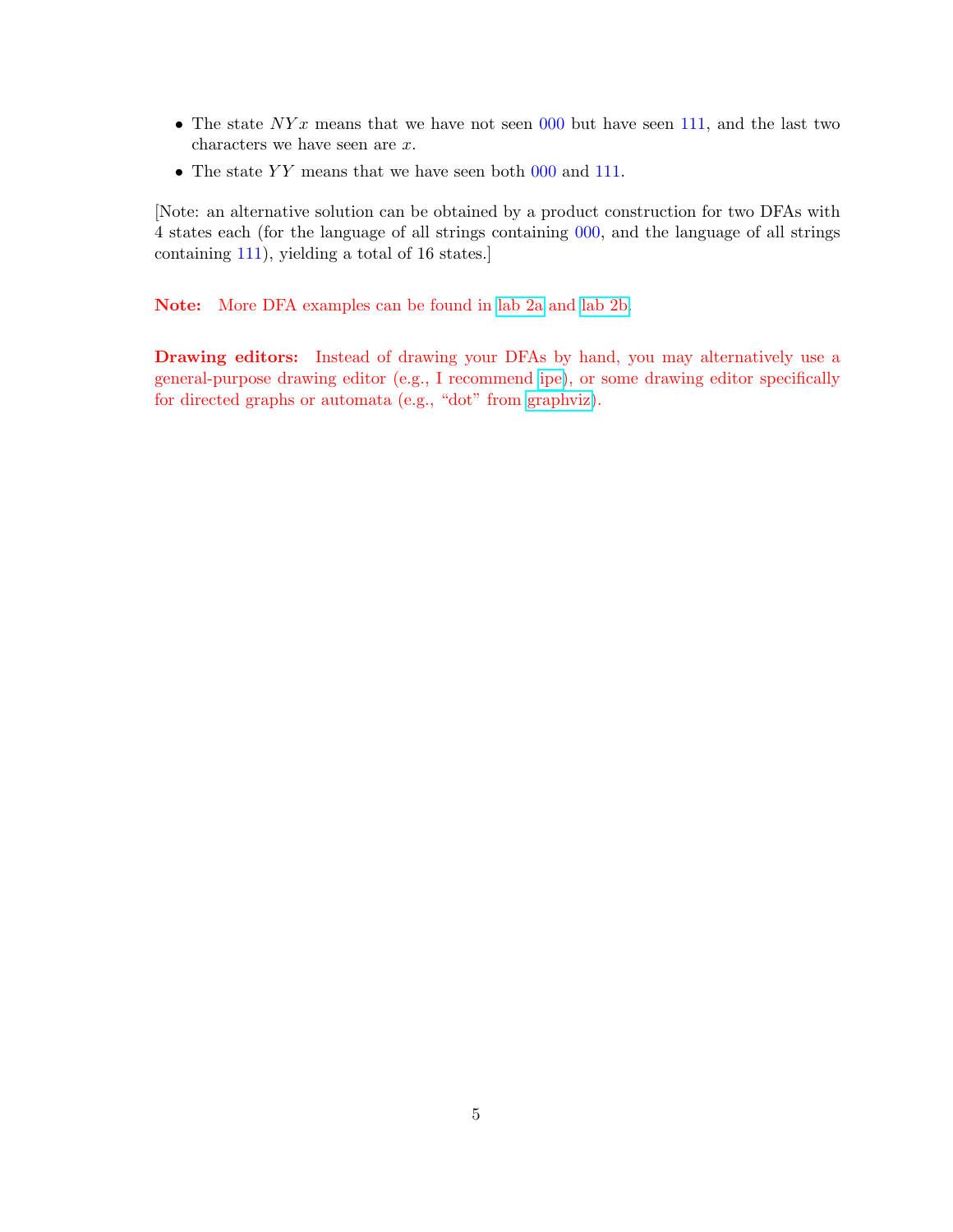- The state $NYx$ means that we have not seen 000 but have seen 111, and the last two characters we have seen are $x$.
- The state $YY$ means that we have seen both 000 and 111.

[Note: an alternative solution can be obtained by a product construction for two DFAs with 4 states each (for the language of all strings containing 000, and the language of all strings containing 111), yielding a total of 16 states.]

**Note:** More DFA examples can be found in lab 2a and lab 2b.

**Drawing editors:** Instead of drawing your DFAs by hand, you may alternatively use a general-purpose drawing editor (e.g., I recommend ipe), or some drawing editor specifically for directed graphs or automata (e.g., "dot" from graphviz).